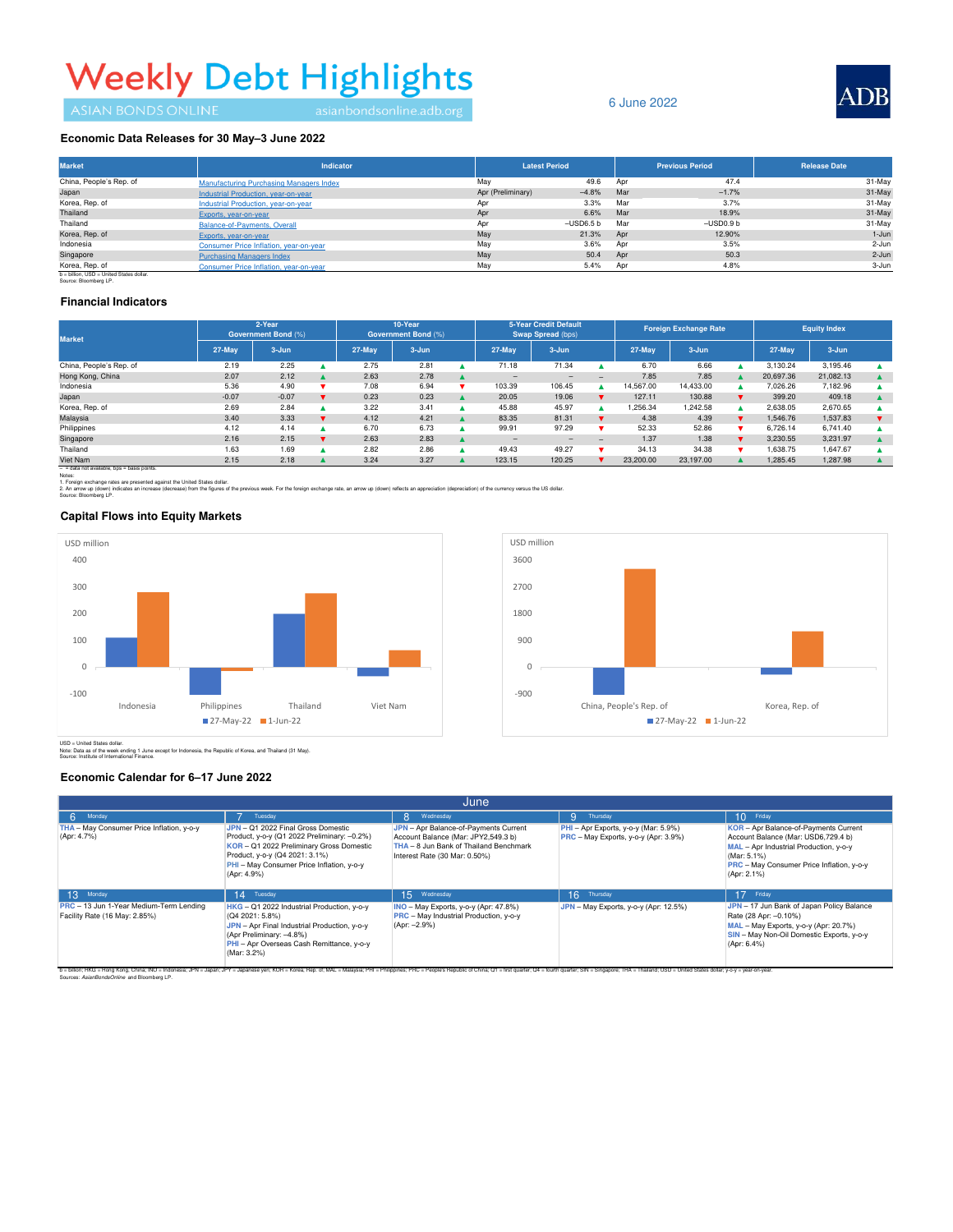# Weekly Debt Highlights

ASIAN BONDS ONLINE asianbondsonline.adb.org

6 June 2022

ADB

## Economic Data Releases for 30 May–3 June 2022

| Market | Indicator | Latest Period | | Previous Period | | Release Date |
|---|---|---|---|---|---|---|
| China, People's Rep. of | Manufacturing Purchasing Managers Index | May | 49.6 | Apr | 47.4 | 31-May |
| Japan | Industrial Production, year-on-year | Apr (Preliminary) | –4.8% | Mar | –1.7% | 31-May |
| Korea, Rep. of | Industrial Production, year-on-year | Apr | 3.3% | Mar | 3.7% | 31-May |
| Thailand | Exports, year-on-year | Apr | 6.6% | Mar | 18.9% | 31-May |
| Thailand | Balance-of-Payments, Overall | Apr | –USD6.5 b | Mar | –USD0.9 b | 31-May |
| Korea, Rep. of | Exports, year-on-year | May | 21.3% | Apr | 12.90% | 1-Jun |
| Indonesia | Consumer Price Inflation, year-on-year | May | 3.6% | Apr | 3.5% | 2-Jun |
| Singapore | Purchasing Managers Index | May | 50.4 | Apr | 50.3 | 2-Jun |
| Korea, Rep. of | Consumer Price Inflation, year-on-year | May | 5.4% | Apr | 4.8% | 3-Jun |

b = billion, USD = United States dollar.
Source: Bloomberg LP.

## Financial Indicators

| Market | 2-Year Government Bond (%) | | | 10-Year Government Bond (%) | | | 5-Year Credit Default Swap Spread (bps) | | | Foreign Exchange Rate | | | Equity Index | | |
|---|---|---|---|---|---|---|---|---|---|---|---|---|---|---|---|
| | 27-May | 3-Jun | | 27-May | 3-Jun | | 27-May | 3-Jun | | 27-May | 3-Jun | | 27-May | 3-Jun | |
| China, People's Rep. of | 2.19 | 2.25 | ▲ | 2.75 | 2.81 | ▲ | 71.18 | 71.34 | ▲ | 6.70 | 6.66 | ▲ | 3,130.24 | 3,195.46 | ▲ |
| Hong Kong, China | 2.07 | 2.12 | ▲ | 2.63 | 2.78 | ▲ | – | – | – | 7.85 | 7.85 | ▲ | 20,697.36 | 21,082.13 | ▲ |
| Indonesia | 5.36 | 4.90 | ▼ | 7.08 | 6.94 | ▼ | 103.39 | 106.45 | ▲ | 14,567.00 | 14,433.00 | ▲ | 7,026.26 | 7,182.96 | ▲ |
| Japan | -0.07 | -0.07 | ▼ | 0.23 | 0.23 | ▲ | 20.05 | 19.06 | ▼ | 127.11 | 130.88 | ▼ | 399.20 | 409.18 | ▲ |
| Korea, Rep. of | 2.69 | 2.84 | ▲ | 3.22 | 3.41 | ▲ | 45.88 | 45.97 | ▲ | 1,256.34 | 1,242.58 | ▲ | 2,638.05 | 2,670.65 | ▲ |
| Malaysia | 3.40 | 3.33 | ▼ | 4.12 | 4.21 | ▲ | 83.35 | 81.31 | ▼ | 4.38 | 4.39 | ▼ | 1,546.76 | 1,537.83 | ▼ |
| Philippines | 4.12 | 4.14 | ▲ | 6.70 | 6.73 | ▲ | 99.91 | 97.29 | ▼ | 52.33 | 52.86 | ▼ | 6,726.14 | 6,741.40 | ▲ |
| Singapore | 2.16 | 2.15 | ▼ | 2.63 | 2.83 | ▲ | – | – | – | 1.37 | 1.38 | ▼ | 3,230.55 | 3,231.97 | ▲ |
| Thailand | 1.63 | 1.69 | ▲ | 2.82 | 2.86 | ▲ | 49.43 | 49.27 | ▼ | 34.13 | 34.38 | ▼ | 1,638.75 | 1,647.67 | ▲ |
| Viet Nam | 2.15 | 2.18 | ▲ | 3.24 | 3.27 | ▲ | 123.15 | 120.25 | ▼ | 23,200.00 | 23,197.00 | ▲ | 1,285.45 | 1,287.98 | ▲ |

– = data not available, bps = basis points.
Notes:
1. Foreign exchange rates are presented against the United States dollar.
2. An arrow up (down) indicates an increase (decrease) from the figures of the previous week. For the foreign exchange rate, an arrow up (down) reflects an appreciation (depreciation) of the currency versus the US dollar.
Source: Bloomberg LP.

## Capital Flows into Equity Markets

USD million — Indonesia, Philippines, Thailand, Viet Nam (27-May-22, 1-Jun-22)

USD million — China, People's Rep. of; Korea, Rep. of (27-May-22, 1-Jun-22)

USD = United States dollar.
Note: Data as of the week ending 1 June except for Indonesia, the Republic of Korea, and Thailand (31 May).
Source: Institute of International Finance.

## Economic Calendar for 6–17 June 2022

June

| 6 Monday | 7 Tuesday | 8 Wednesday | 9 Thursday | 10 Friday |
|---|---|---|---|---|
| THA – May Consumer Price Inflation, y-o-y (Apr: 4.7%) | JPN – Q1 2022 Final Gross Domestic Product, y-o-y (Q1 2022 Preliminary: –0.2%)<br>KOR – Q1 2022 Preliminary Gross Domestic Product, y-o-y (Q4 2021: 3.1%)<br>PHI – May Consumer Price Inflation, y-o-y (Apr: 4.9%) | JPN – Apr Balance-of-Payments Current Account Balance (Mar: JPY2,549.3 b)<br>THA – 8 Jun Bank of Thailand Benchmark Interest Rate (30 Mar: 0.50%) | PHI – Apr Exports, y-o-y (Mar: 5.9%)<br>PRC – May Exports, y-o-y (Apr: 3.9%) | KOR – Apr Balance-of-Payments Current Account Balance (Mar: USD6,729.4 b)<br>MAL – Apr Industrial Production, y-o-y (Mar: 5.1%)<br>PRC – May Consumer Price Inflation, y-o-y (Apr: 2.1%) |
| **13 Monday** | **14 Tuesday** | **15 Wednesday** | **16 Thursday** | **17 Friday** |
| PRC – 13 Jun 1-Year Medium-Term Lending Facility Rate (16 May: 2.85%) | HKG – Q1 2022 Industrial Production, y-o-y (Q4 2021: 5.8%)<br>JPN – Apr Final Industrial Production, y-o-y (Apr Preliminary: –4.8%)<br>PHI – Apr Overseas Cash Remittance, y-o-y (Mar: 3.2%) | INO – May Exports, y-o-y (Apr: 47.8%)<br>PRC – May Industrial Production, y-o-y (Apr: –2.9%) | JPN – May Exports, y-o-y (Apr: 12.5%) | JPN – 17 Jun Bank of Japan Policy Balance Rate (28 Apr: –0.10%)<br>MAL – May Exports, y-o-y (Apr: 20.7%)<br>SIN – May Non-Oil Domestic Exports, y-o-y (Apr: 6.4%) |

b = billion; HKG = Hong Kong, China; INO = Indonesia; JPN = Japan; JPY = Japanese yen; KOR = Korea, Rep. of; MAL = Malaysia; PHI = Philippines; PRC = People's Republic of China; Q1 = first quarter; Q4 = fourth quarter; SIN = Singapore; THA = Thailand; USD = United States dollar; y-o-y = year-on-year.
Sources: *AsianBondsOnline* and Bloomberg LP.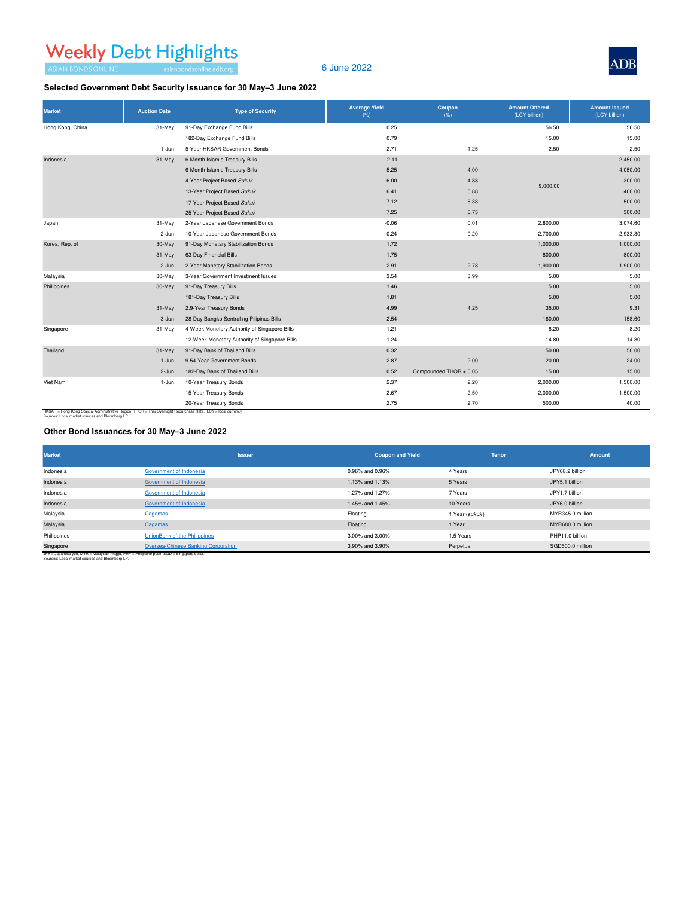# Weekly Debt Highlights

ASIAN BONDS ONLINE asianbondsonline.adb.org

6 June 2022

### Selected Government Debt Security Issuance for 30 May–3 June 2022

| Market | Auction Date | Type of Security | Average Yield (%) | Coupon (%) | Amount Offered (LCY billion) | Amount Issued (LCY billion) |
|---|---|---|---|---|---|---|
| Hong Kong, China | 31-May | 91-Day Exchange Fund Bills | 0.25 | | 56.50 | 56.50 |
| | | 182-Day Exchange Fund Bills | 0.79 | | 15.00 | 15.00 |
| | 1-Jun | 5-Year HKSAR Government Bonds | 2.71 | 1.25 | 2.50 | 2.50 |
| Indonesia | 31-May | 6-Month Islamic Treasury Bills | 2.11 | | 9,000.00 | 2,450.00 |
| | | 6-Month Islamic Treasury Bills | 5.25 | 4.00 | | 4,050.00 |
| | | 4-Year Project Based *Sukuk* | 6.00 | 4.88 | | 300.00 |
| | | 13-Year Project Based *Sukuk* | 6.41 | 5.88 | | 400.00 |
| | | 17-Year Project Based *Sukuk* | 7.12 | 6.38 | | 500.00 |
| | | 25-Year Project Based *Sukuk* | 7.25 | 6.75 | | 300.00 |
| Japan | 31-May | 2-Year Japanese Government Bonds | -0.06 | 0.01 | 2,800.00 | 3,074.60 |
| | 2-Jun | 10-Year Japanese Government Bonds | 0.24 | 0.20 | 2,700.00 | 2,933.30 |
| Korea, Rep. of | 30-May | 91-Day Monetary Stabilization Bonds | 1.72 | | 1,000.00 | 1,000.00 |
| | 31-May | 63-Day Financial Bills | 1.75 | | 800.00 | 800.00 |
| | 2-Jun | 2-Year Monetary Stabilization Bonds | 2.91 | 2.78 | 1,900.00 | 1,900.00 |
| Malaysia | 30-May | 3-Year Government Investment Issues | 3.54 | 3.99 | 5.00 | 5.00 |
| Philippines | 30-May | 91-Day Treasury Bills | 1.46 | | 5.00 | 5.00 |
| | | 181-Day Treasury Bills | 1.81 | | 5.00 | 5.00 |
| | 31-May | 2.9-Year Treasury Bonds | 4.99 | 4.25 | 35.00 | 9.31 |
| | 3-Jun | 28-Day Bangko Sentral ng Pilipinas Bills | 2.54 | | 160.00 | 158.60 |
| Singapore | 31-May | 4-Week Monetary Authority of Singapore Bills | 1.21 | | 8.20 | 8.20 |
| | | 12-Week Monetary Authority of Singapore Bills | 1.24 | | 14.80 | 14.80 |
| Thailand | 31-May | 91-Day Bank of Thailand Bills | 0.32 | | 50.00 | 50.00 |
| | 1-Jun | 9.54-Year Government Bonds | 2.87 | 2.00 | 20.00 | 24.00 |
| | 2-Jun | 182-Day Bank of Thailand Bills | 0.52 | Compounded THOR + 0.05 | 15.00 | 15.00 |
| Viet Nam | 1-Jun | 10-Year Treasury Bonds | 2.37 | 2.20 | 2,000.00 | 1,500.00 |
| | | 15-Year Treasury Bonds | 2.67 | 2.50 | 2,000.00 | 1,500.00 |
| | | 20-Year Treasury Bonds | 2.75 | 2.70 | 500.00 | 40.00 |

HKSAR = Hong Kong Special Administrative Region, THOR = Thai Overnight Repurchase Rate, LCY = local currency.
Sources: Local market sources and Bloomberg LP.

### Other Bond Issuances for 30 May–3 June 2022

| Market | Issuer | Coupon and Yield | Tenor | Amount |
|---|---|---|---|---|
| Indonesia | Government of Indonesia | 0.96% and 0.96% | 4 Years | JPY68.2 billion |
| Indonesia | Government of Indonesia | 1.13% and 1.13% | 5 Years | JPY5.1 billion |
| Indonesia | Government of Indonesia | 1.27% and 1.27% | 7 Years | JPY1.7 billion |
| Indonesia | Government of Indonesia | 1.45% and 1.45% | 10 Years | JPY6.0 billion |
| Malaysia | Cagamas | Floating | 1 Year (*sukuk*) | MYR345.0 million |
| Malaysia | Cagamas | Floating | 1 Year | MYR680.0 million |
| Philippines | UnionBank of the Philippines | 3.00% and 3.00% | 1.5 Years | PHP11.0 billion |
| Singapore | Oversea-Chinese Banking Corporation | 3.90% and 3.90% | Perpetual | SGD500.0 million |

JPY = Japanese yen, MYR = Malaysian ringgit, PHP = Philippine peso, SGD = Singapore dollar.
Sources: Local market sources and Bloomberg LP.